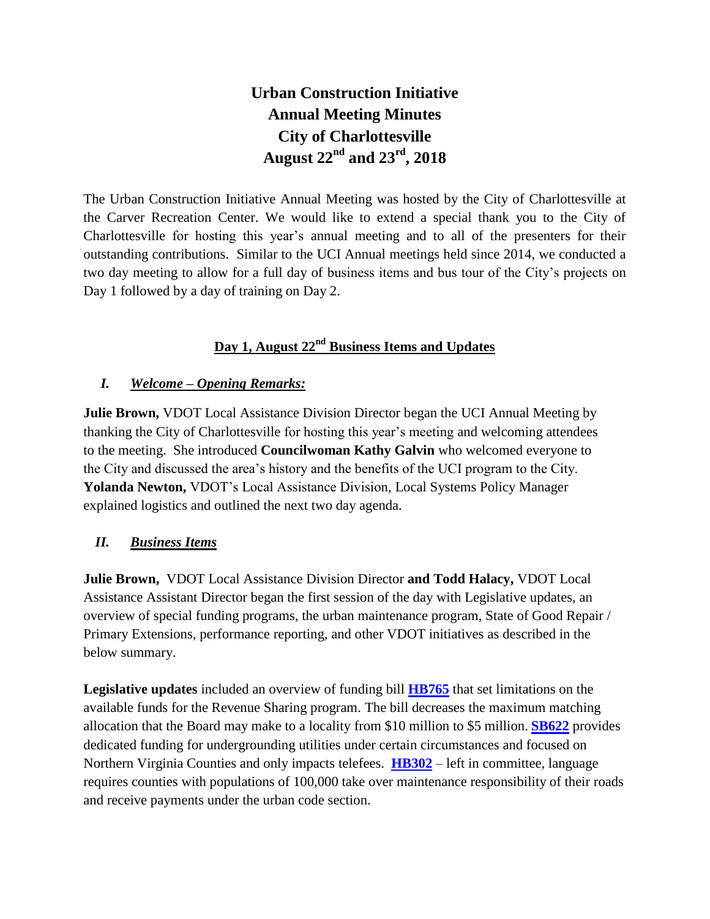# Urban Construction Initiative
# Annual Meeting Minutes
# City of Charlottesville
# August 22nd and 23rd, 2018

The Urban Construction Initiative Annual Meeting was hosted by the City of Charlottesville at the Carver Recreation Center. We would like to extend a special thank you to the City of Charlottesville for hosting this year's annual meeting and to all of the presenters for their outstanding contributions. Similar to the UCI Annual meetings held since 2014, we conducted a two day meeting to allow for a full day of business items and bus tour of the City's projects on Day 1 followed by a day of training on Day 2.

## Day 1, August 22nd Business Items and Updates

### *I. Welcome – Opening Remarks:*

**Julie Brown,** VDOT Local Assistance Division Director began the UCI Annual Meeting by thanking the City of Charlottesville for hosting this year's meeting and welcoming attendees to the meeting. She introduced **Councilwoman Kathy Galvin** who welcomed everyone to the City and discussed the area's history and the benefits of the UCI program to the City. **Yolanda Newton,** VDOT's Local Assistance Division, Local Systems Policy Manager explained logistics and outlined the next two day agenda.

### *II. Business Items*

**Julie Brown,** VDOT Local Assistance Division Director **and Todd Halacy,** VDOT Local Assistance Assistant Director began the first session of the day with Legislative updates, an overview of special funding programs, the urban maintenance program, State of Good Repair / Primary Extensions, performance reporting, and other VDOT initiatives as described in the below summary.

**Legislative updates** included an overview of funding bill **HB765** that set limitations on the available funds for the Revenue Sharing program. The bill decreases the maximum matching allocation that the Board may make to a locality from \$10 million to \$5 million. **SB622** provides dedicated funding for undergrounding utilities under certain circumstances and focused on Northern Virginia Counties and only impacts telefees. **HB302** – left in committee, language requires counties with populations of 100,000 take over maintenance responsibility of their roads and receive payments under the urban code section.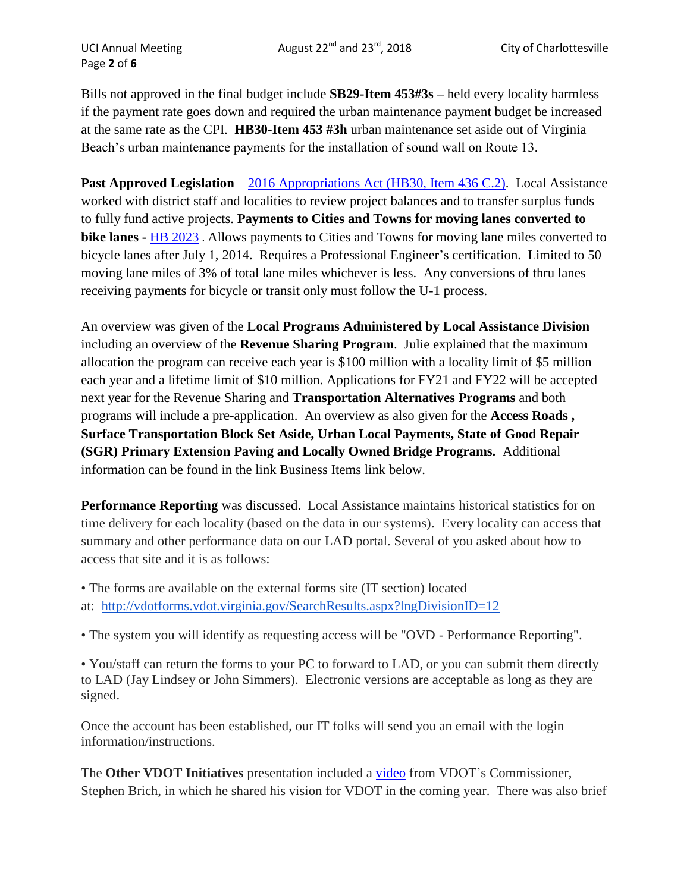Bills not approved in the final budget include **SB29-Item 453#3s –** held every locality harmless if the payment rate goes down and required the urban maintenance payment budget be increased at the same rate as the CPI. **HB30-Item 453 #3h** urban maintenance set aside out of Virginia Beach's urban maintenance payments for the installation of sound wall on Route 13.

**Past Approved Legislation** – [2016 Appropriations Act (HB30, Item 436 C.2)](). Local Assistance worked with district staff and localities to review project balances and to transfer surplus funds to fully fund active projects. **Payments to Cities and Towns for moving lanes converted to bike lanes -** [HB 2023]() . Allows payments to Cities and Towns for moving lane miles converted to bicycle lanes after July 1, 2014. Requires a Professional Engineer's certification. Limited to 50 moving lane miles of 3% of total lane miles whichever is less. Any conversions of thru lanes receiving payments for bicycle or transit only must follow the U-1 process.

An overview was given of the **Local Programs Administered by Local Assistance Division** including an overview of the **Revenue Sharing Program**. Julie explained that the maximum allocation the program can receive each year is $100 million with a locality limit of $5 million each year and a lifetime limit of $10 million. Applications for FY21 and FY22 will be accepted next year for the Revenue Sharing and **Transportation Alternatives Programs** and both programs will include a pre-application. An overview as also given for the **Access Roads , Surface Transportation Block Set Aside, Urban Local Payments, State of Good Repair (SGR) Primary Extension Paving and Locally Owned Bridge Programs.** Additional information can be found in the link Business Items link below.

**Performance Reporting** was discussed. Local Assistance maintains historical statistics for on time delivery for each locality (based on the data in our systems). Every locality can access that summary and other performance data on our LAD portal. Several of you asked about how to access that site and it is as follows:

• The forms are available on the external forms site (IT section) located at: http://vdotforms.vdot.virginia.gov/SearchResults.aspx?lngDivisionID=12

• The system you will identify as requesting access will be "OVD - Performance Reporting".

• You/staff can return the forms to your PC to forward to LAD, or you can submit them directly to LAD (Jay Lindsey or John Simmers). Electronic versions are acceptable as long as they are signed.

Once the account has been established, our IT folks will send you an email with the login information/instructions.

The **Other VDOT Initiatives** presentation included a [video]() from VDOT's Commissioner, Stephen Brich, in which he shared his vision for VDOT in the coming year. There was also brief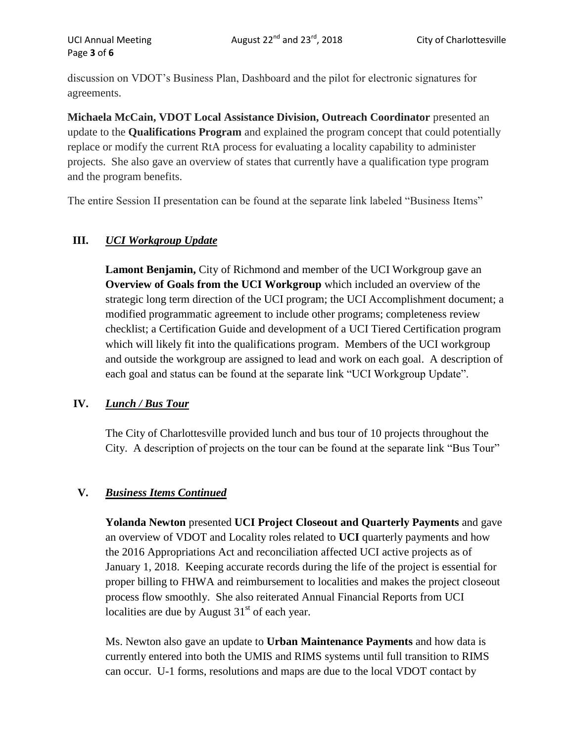discussion on VDOT's Business Plan, Dashboard and the pilot for electronic signatures for agreements.

**Michaela McCain, VDOT Local Assistance Division, Outreach Coordinator** presented an update to the **Qualifications Program** and explained the program concept that could potentially replace or modify the current RtA process for evaluating a locality capability to administer projects. She also gave an overview of states that currently have a qualification type program and the program benefits.

The entire Session II presentation can be found at the separate link labeled "Business Items"

## III. *UCI Workgroup Update*

**Lamont Benjamin,** City of Richmond and member of the UCI Workgroup gave an **Overview of Goals from the UCI Workgroup** which included an overview of the strategic long term direction of the UCI program; the UCI Accomplishment document; a modified programmatic agreement to include other programs; completeness review checklist; a Certification Guide and development of a UCI Tiered Certification program which will likely fit into the qualifications program. Members of the UCI workgroup and outside the workgroup are assigned to lead and work on each goal. A description of each goal and status can be found at the separate link "UCI Workgroup Update".

## IV. *Lunch / Bus Tour*

The City of Charlottesville provided lunch and bus tour of 10 projects throughout the City. A description of projects on the tour can be found at the separate link "Bus Tour"

## V. *Business Items Continued*

**Yolanda Newton** presented **UCI Project Closeout and Quarterly Payments** and gave an overview of VDOT and Locality roles related to **UCI** quarterly payments and how the 2016 Appropriations Act and reconciliation affected UCI active projects as of January 1, 2018. Keeping accurate records during the life of the project is essential for proper billing to FHWA and reimbursement to localities and makes the project closeout process flow smoothly. She also reiterated Annual Financial Reports from UCI localities are due by August 31st of each year.

Ms. Newton also gave an update to **Urban Maintenance Payments** and how data is currently entered into both the UMIS and RIMS systems until full transition to RIMS can occur. U-1 forms, resolutions and maps are due to the local VDOT contact by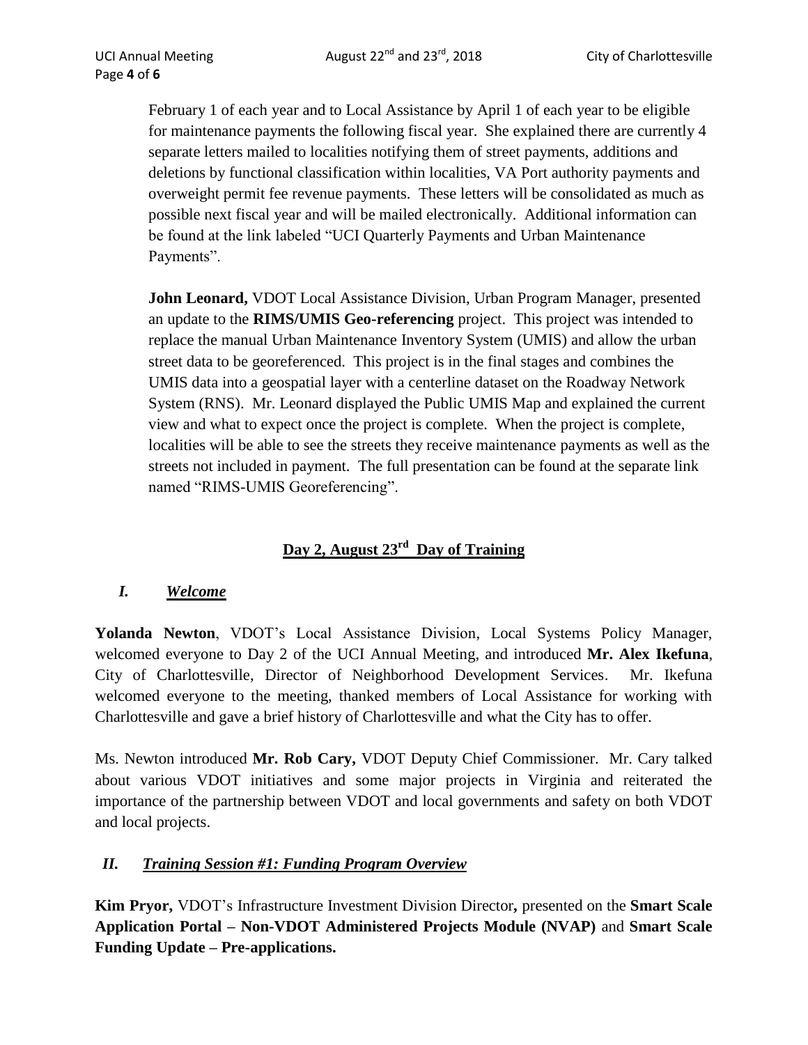February 1 of each year and to Local Assistance by April 1 of each year to be eligible for maintenance payments the following fiscal year. She explained there are currently 4 separate letters mailed to localities notifying them of street payments, additions and deletions by functional classification within localities, VA Port authority payments and overweight permit fee revenue payments. These letters will be consolidated as much as possible next fiscal year and will be mailed electronically. Additional information can be found at the link labeled "UCI Quarterly Payments and Urban Maintenance Payments".

**John Leonard,** VDOT Local Assistance Division, Urban Program Manager, presented an update to the **RIMS/UMIS Geo-referencing** project. This project was intended to replace the manual Urban Maintenance Inventory System (UMIS) and allow the urban street data to be georeferenced. This project is in the final stages and combines the UMIS data into a geospatial layer with a centerline dataset on the Roadway Network System (RNS). Mr. Leonard displayed the Public UMIS Map and explained the current view and what to expect once the project is complete. When the project is complete, localities will be able to see the streets they receive maintenance payments as well as the streets not included in payment. The full presentation can be found at the separate link named "RIMS-UMIS Georeferencing".

## Day 2, August 23rd Day of Training

### *I. Welcome*

**Yolanda Newton**, VDOT's Local Assistance Division, Local Systems Policy Manager, welcomed everyone to Day 2 of the UCI Annual Meeting, and introduced **Mr. Alex Ikefuna**, City of Charlottesville, Director of Neighborhood Development Services. Mr. Ikefuna welcomed everyone to the meeting, thanked members of Local Assistance for working with Charlottesville and gave a brief history of Charlottesville and what the City has to offer.

Ms. Newton introduced **Mr. Rob Cary,** VDOT Deputy Chief Commissioner. Mr. Cary talked about various VDOT initiatives and some major projects in Virginia and reiterated the importance of the partnership between VDOT and local governments and safety on both VDOT and local projects.

### *II. Training Session #1: Funding Program Overview*

**Kim Pryor,** VDOT's Infrastructure Investment Division Director**,** presented on the **Smart Scale Application Portal – Non-VDOT Administered Projects Module (NVAP)** and **Smart Scale Funding Update – Pre-applications.**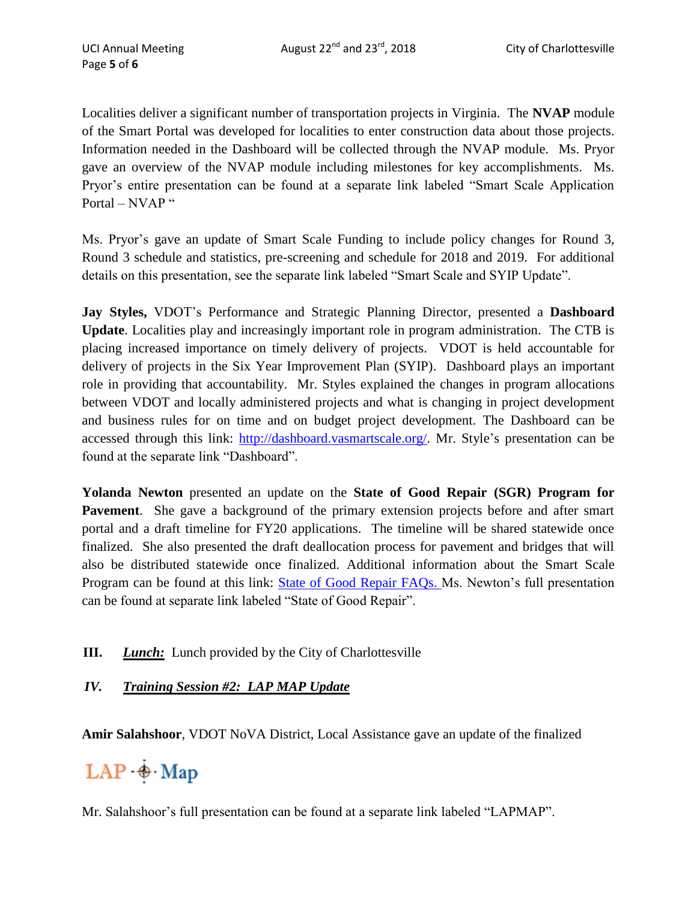Localities deliver a significant number of transportation projects in Virginia. The **NVAP** module of the Smart Portal was developed for localities to enter construction data about those projects. Information needed in the Dashboard will be collected through the NVAP module. Ms. Pryor gave an overview of the NVAP module including milestones for key accomplishments. Ms. Pryor's entire presentation can be found at a separate link labeled "Smart Scale Application Portal – NVAP "

Ms. Pryor's gave an update of Smart Scale Funding to include policy changes for Round 3, Round 3 schedule and statistics, pre-screening and schedule for 2018 and 2019. For additional details on this presentation, see the separate link labeled "Smart Scale and SYIP Update".

**Jay Styles,** VDOT's Performance and Strategic Planning Director, presented a **Dashboard Update**. Localities play and increasingly important role in program administration. The CTB is placing increased importance on timely delivery of projects. VDOT is held accountable for delivery of projects in the Six Year Improvement Plan (SYIP). Dashboard plays an important role in providing that accountability. Mr. Styles explained the changes in program allocations between VDOT and locally administered projects and what is changing in project development and business rules for on time and on budget project development. The Dashboard can be accessed through this link: http://dashboard.vasmartscale.org/. Mr. Style's presentation can be found at the separate link "Dashboard".

**Yolanda Newton** presented an update on the **State of Good Repair (SGR) Program for Pavement**. She gave a background of the primary extension projects before and after smart portal and a draft timeline for FY20 applications. The timeline will be shared statewide once finalized. She also presented the draft deallocation process for pavement and bridges that will also be distributed statewide once finalized. Additional information about the Smart Scale Program can be found at this link: State of Good Repair FAQs. Ms. Newton's full presentation can be found at separate link labeled "State of Good Repair".

**III.** ***Lunch:*** Lunch provided by the City of Charlottesville

***IV.*** ***Training Session #2: LAP MAP Update***

**Amir Salahshoor**, VDOT NoVA District, Local Assistance gave an update of the finalized

LAP · Map

Mr. Salahshoor's full presentation can be found at a separate link labeled "LAPMAP".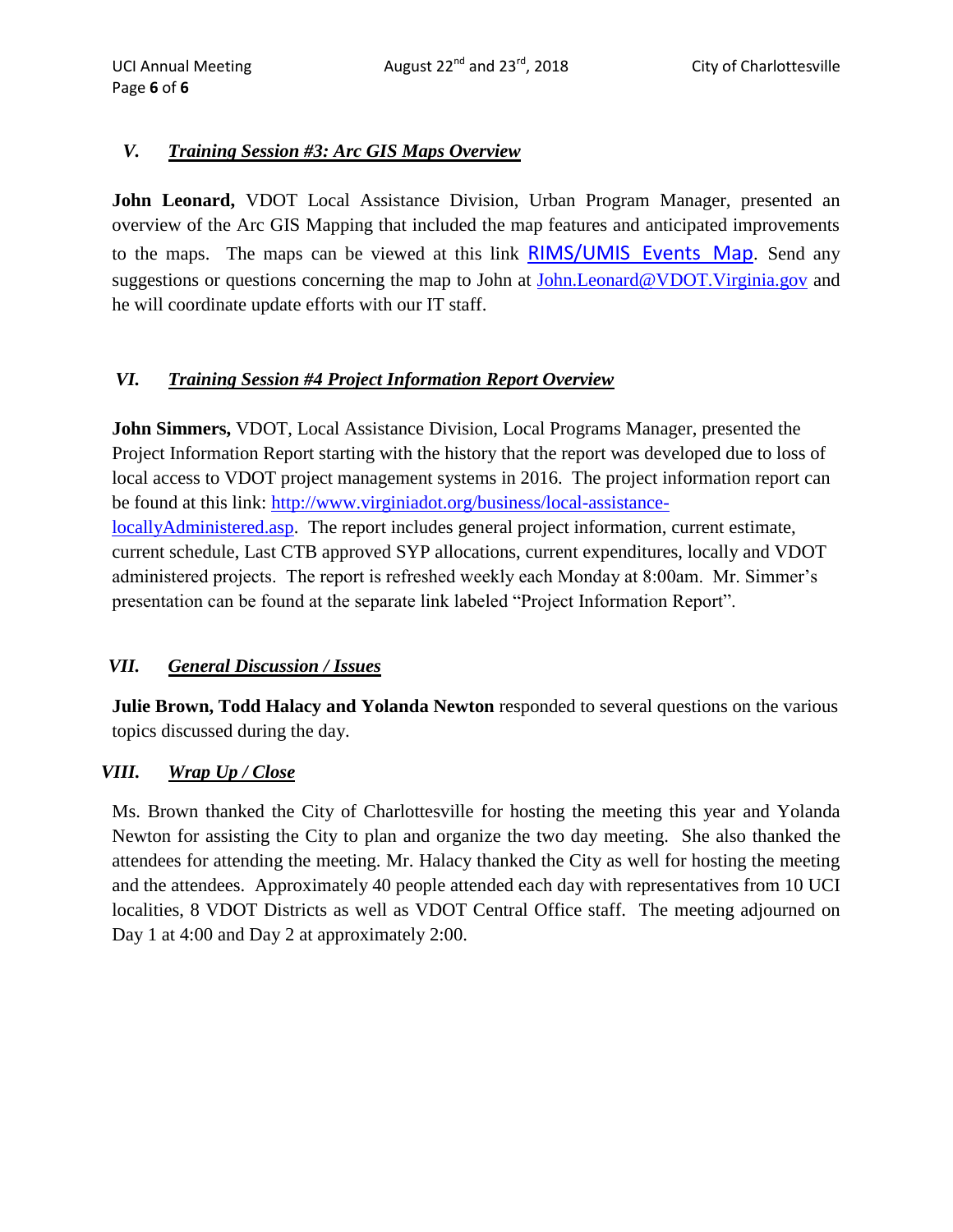## V. *Training Session #3: Arc GIS Maps Overview*

**John Leonard,** VDOT Local Assistance Division, Urban Program Manager, presented an overview of the Arc GIS Mapping that included the map features and anticipated improvements to the maps. The maps can be viewed at this link RIMS/UMIS Events Map. Send any suggestions or questions concerning the map to John at John.Leonard@VDOT.Virginia.gov and he will coordinate update efforts with our IT staff.

## VI. *Training Session #4 Project Information Report Overview*

**John Simmers,** VDOT, Local Assistance Division, Local Programs Manager, presented the Project Information Report starting with the history that the report was developed due to loss of local access to VDOT project management systems in 2016. The project information report can be found at this link: http://www.virginiadot.org/business/local-assistance-locallyAdministered.asp. The report includes general project information, current estimate, current schedule, Last CTB approved SYP allocations, current expenditures, locally and VDOT administered projects. The report is refreshed weekly each Monday at 8:00am. Mr. Simmer's presentation can be found at the separate link labeled "Project Information Report".

## VII. *General Discussion / Issues*

**Julie Brown, Todd Halacy and Yolanda Newton** responded to several questions on the various topics discussed during the day.

## VIII. *Wrap Up / Close*

Ms. Brown thanked the City of Charlottesville for hosting the meeting this year and Yolanda Newton for assisting the City to plan and organize the two day meeting. She also thanked the attendees for attending the meeting. Mr. Halacy thanked the City as well for hosting the meeting and the attendees. Approximately 40 people attended each day with representatives from 10 UCI localities, 8 VDOT Districts as well as VDOT Central Office staff. The meeting adjourned on Day 1 at 4:00 and Day 2 at approximately 2:00.